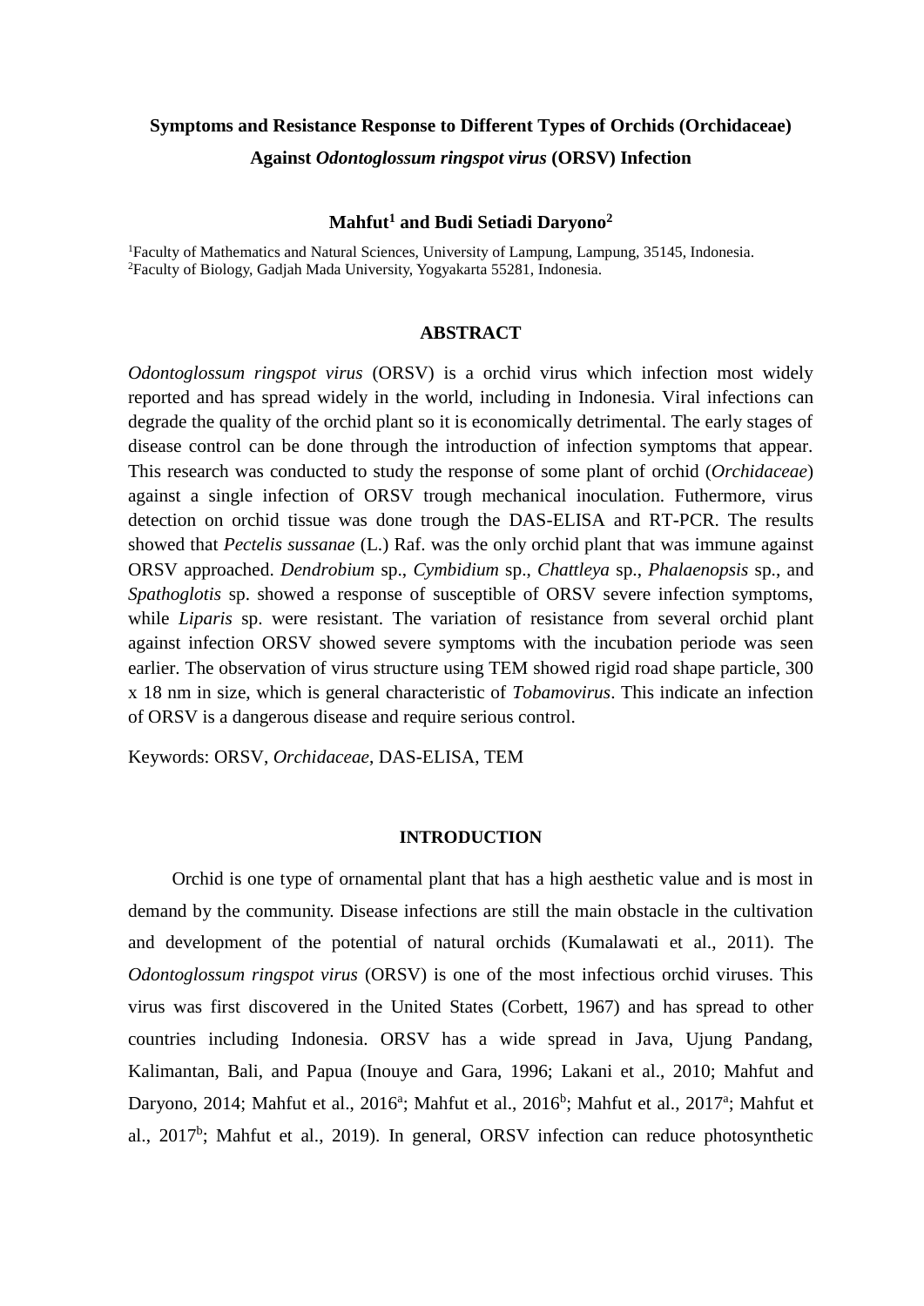# Symptoms and Resistance Response to Different Types of Orchids (Orchidaceae) Against *Odontoglossum ringspot virus* (ORSV) Infection

**Mahfut[1] and Budi Setiadi Daryono[2]**

[1]Faculty of Mathematics and Natural Sciences, University of Lampung, Lampung, 35145, Indonesia.
[2]Faculty of Biology, Gadjah Mada University, Yogyakarta 55281, Indonesia.

## ABSTRACT

*Odontoglossum ringspot virus* (ORSV) is a orchid virus which infection most widely reported and has spread widely in the world, including in Indonesia. Viral infections can degrade the quality of the orchid plant so it is economically detrimental. The early stages of disease control can be done through the introduction of infection symptoms that appear. This research was conducted to study the response of some plant of orchid (*Orchidaceae*) against a single infection of ORSV trough mechanical inoculation. Futhermore, virus detection on orchid tissue was done trough the DAS-ELISA and RT-PCR. The results showed that *Pectelis sussanae* (L.) Raf. was the only orchid plant that was immune against ORSV approached. *Dendrobium* sp., *Cymbidium* sp., *Chattleya* sp., *Phalaenopsis* sp., and *Spathoglotis* sp. showed a response of susceptible of ORSV severe infection symptoms, while *Liparis* sp. were resistant. The variation of resistance from several orchid plant against infection ORSV showed severe symptoms with the incubation periode was seen earlier. The observation of virus structure using TEM showed rigid road shape particle, 300 x 18 nm in size, which is general characteristic of *Tobamovirus*. This indicate an infection of ORSV is a dangerous disease and require serious control.

Keywords: ORSV, *Orchidaceae*, DAS-ELISA, TEM

## INTRODUCTION

Orchid is one type of ornamental plant that has a high aesthetic value and is most in demand by the community. Disease infections are still the main obstacle in the cultivation and development of the potential of natural orchids (Kumalawati et al., 2011). The *Odontoglossum ringspot virus* (ORSV) is one of the most infectious orchid viruses. This virus was first discovered in the United States (Corbett, 1967) and has spread to other countries including Indonesia. ORSV has a wide spread in Java, Ujung Pandang, Kalimantan, Bali, and Papua (Inouye and Gara, 1996; Lakani et al., 2010; Mahfut and Daryono, 2014; Mahfut et al., 2016[a]; Mahfut et al., 2016[b]; Mahfut et al., 2017[a]; Mahfut et al., 2017[b]; Mahfut et al., 2019). In general, ORSV infection can reduce photosynthetic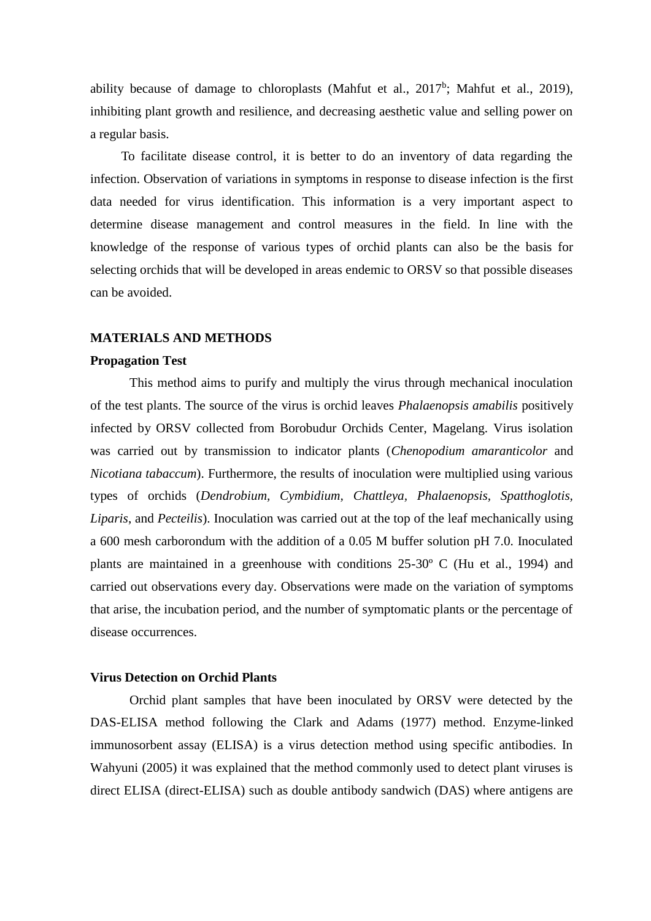ability because of damage to chloroplasts (Mahfut et al., 2017[b]; Mahfut et al., 2019), inhibiting plant growth and resilience, and decreasing aesthetic value and selling power on a regular basis.

To facilitate disease control, it is better to do an inventory of data regarding the infection. Observation of variations in symptoms in response to disease infection is the first data needed for virus identification. This information is a very important aspect to determine disease management and control measures in the field. In line with the knowledge of the response of various types of orchid plants can also be the basis for selecting orchids that will be developed in areas endemic to ORSV so that possible diseases can be avoided.

## MATERIALS AND METHODS

### Propagation Test

This method aims to purify and multiply the virus through mechanical inoculation of the test plants. The source of the virus is orchid leaves *Phalaenopsis amabilis* positively infected by ORSV collected from Borobudur Orchids Center, Magelang. Virus isolation was carried out by transmission to indicator plants (*Chenopodium amaranticolor* and *Nicotiana tabaccum*). Furthermore, the results of inoculation were multiplied using various types of orchids (*Dendrobium*, *Cymbidium*, *Chattleya*, *Phalaenopsis*, *Spatthoglotis*, *Liparis*, and *Pecteilis*). Inoculation was carried out at the top of the leaf mechanically using a 600 mesh carborondum with the addition of a 0.05 M buffer solution pH 7.0. Inoculated plants are maintained in a greenhouse with conditions 25-30º C (Hu et al., 1994) and carried out observations every day. Observations were made on the variation of symptoms that arise, the incubation period, and the number of symptomatic plants or the percentage of disease occurrences.

### Virus Detection on Orchid Plants

Orchid plant samples that have been inoculated by ORSV were detected by the DAS-ELISA method following the Clark and Adams (1977) method. Enzyme-linked immunosorbent assay (ELISA) is a virus detection method using specific antibodies. In Wahyuni (2005) it was explained that the method commonly used to detect plant viruses is direct ELISA (direct-ELISA) such as double antibody sandwich (DAS) where antigens are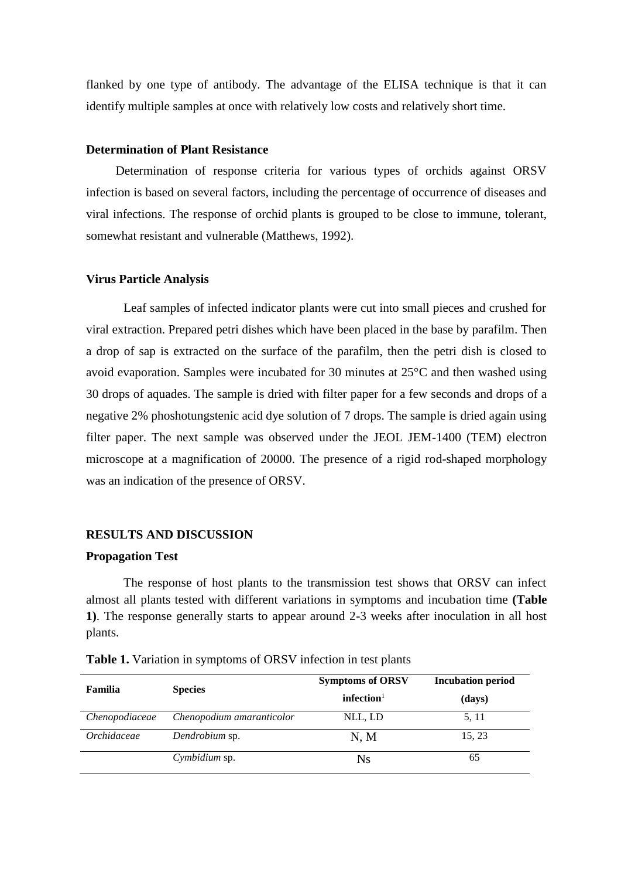flanked by one type of antibody. The advantage of the ELISA technique is that it can identify multiple samples at once with relatively low costs and relatively short time.

### Determination of Plant Resistance

Determination of response criteria for various types of orchids against ORSV infection is based on several factors, including the percentage of occurrence of diseases and viral infections. The response of orchid plants is grouped to be close to immune, tolerant, somewhat resistant and vulnerable (Matthews, 1992).

### Virus Particle Analysis

Leaf samples of infected indicator plants were cut into small pieces and crushed for viral extraction. Prepared petri dishes which have been placed in the base by parafilm. Then a drop of sap is extracted on the surface of the parafilm, then the petri dish is closed to avoid evaporation. Samples were incubated for 30 minutes at 25°C and then washed using 30 drops of aquades. The sample is dried with filter paper for a few seconds and drops of a negative 2% phoshotungstenic acid dye solution of 7 drops. The sample is dried again using filter paper. The next sample was observed under the JEOL JEM-1400 (TEM) electron microscope at a magnification of 20000. The presence of a rigid rod-shaped morphology was an indication of the presence of ORSV.

## RESULTS AND DISCUSSION

### Propagation Test

The response of host plants to the transmission test shows that ORSV can infect almost all plants tested with different variations in symptoms and incubation time **(Table 1)**. The response generally starts to appear around 2-3 weeks after inoculation in all host plants.

**Table 1.** Variation in symptoms of ORSV infection in test plants

| Familia | Species | Symptoms of ORSV infection[1] | Incubation period (days) |
|---|---|---|---|
| *Chenopodiaceae* | *Chenopodium amaranticolor* | NLL, LD | 5, 11 |
| *Orchidaceae* | *Dendrobium* sp. | N, M | 15, 23 |
| | *Cymbidium* sp. | Ns | 65 |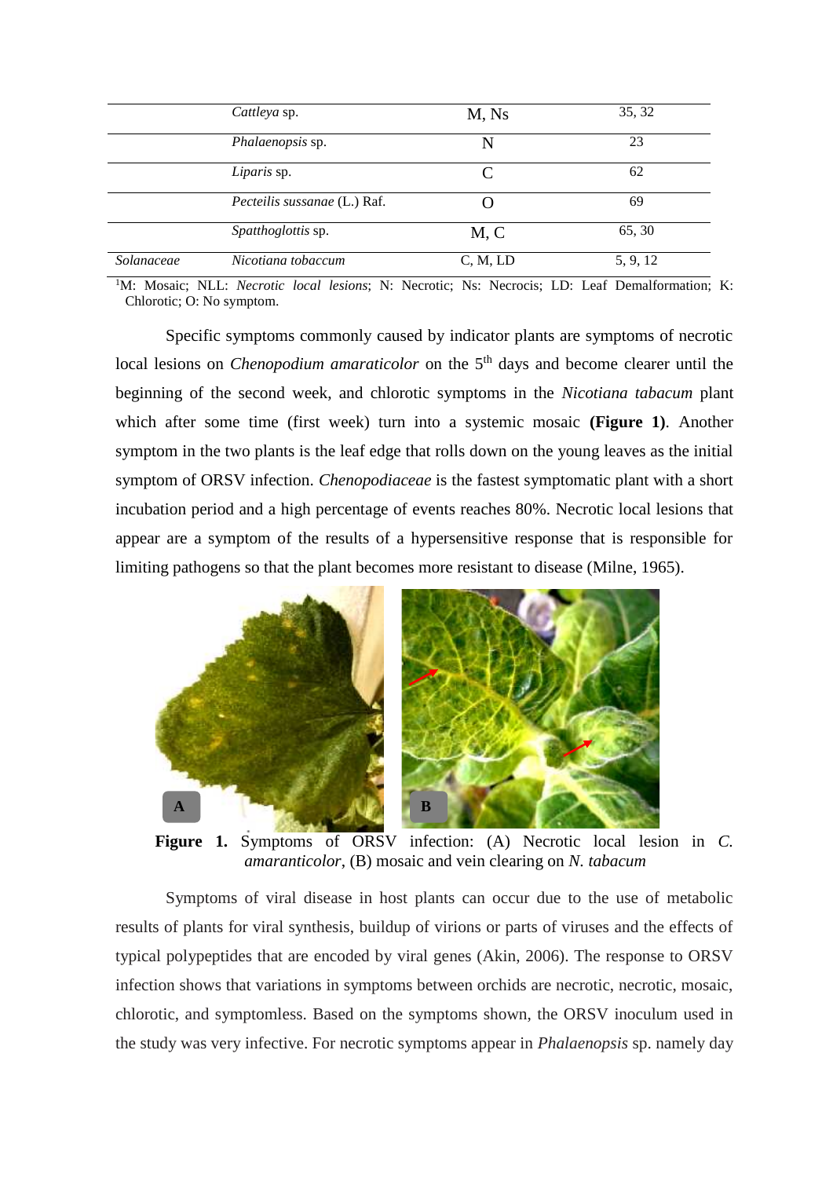|  | *Cattleya* sp. | M, Ns | 35, 32 |
|---|---|---|---|
|  | *Phalaenopsis* sp. | N | 23 |
|  | *Liparis* sp. | C | 62 |
|  | *Pecteilis sussanae* (L.) Raf. | O | 69 |
|  | *Spatthoglottis* sp. | M, C | 65, 30 |
| *Solanaceae* | *Nicotiana tobaccum* | C, M, LD | 5, 9, 12 |

[1]M: Mosaic; NLL: *Necrotic local lesions*; N: Necrotic; Ns: Necrocis; LD: Leaf Demalformation; K: Chlorotic; O: No symptom.

Specific symptoms commonly caused by indicator plants are symptoms of necrotic local lesions on *Chenopodium amaraticolor* on the 5th days and become clearer until the beginning of the second week, and chlorotic symptoms in the *Nicotiana tabacum* plant which after some time (first week) turn into a systemic mosaic **(Figure 1)**. Another symptom in the two plants is the leaf edge that rolls down on the young leaves as the initial symptom of ORSV infection. *Chenopodiaceae* is the fastest symptomatic plant with a short incubation period and a high percentage of events reaches 80%. Necrotic local lesions that appear are a symptom of the results of a hypersensitive response that is responsible for limiting pathogens so that the plant becomes more resistant to disease (Milne, 1965).

**Figure 1.** Symptoms of ORSV infection: (A) Necrotic local lesion in *C. amaranticolor*, (B) mosaic and vein clearing on *N. tabacum*

Symptoms of viral disease in host plants can occur due to the use of metabolic results of plants for viral synthesis, buildup of virions or parts of viruses and the effects of typical polypeptides that are encoded by viral genes (Akin, 2006). The response to ORSV infection shows that variations in symptoms between orchids are necrotic, necrotic, mosaic, chlorotic, and symptomless. Based on the symptoms shown, the ORSV inoculum used in the study was very infective. For necrotic symptoms appear in *Phalaenopsis* sp. namely day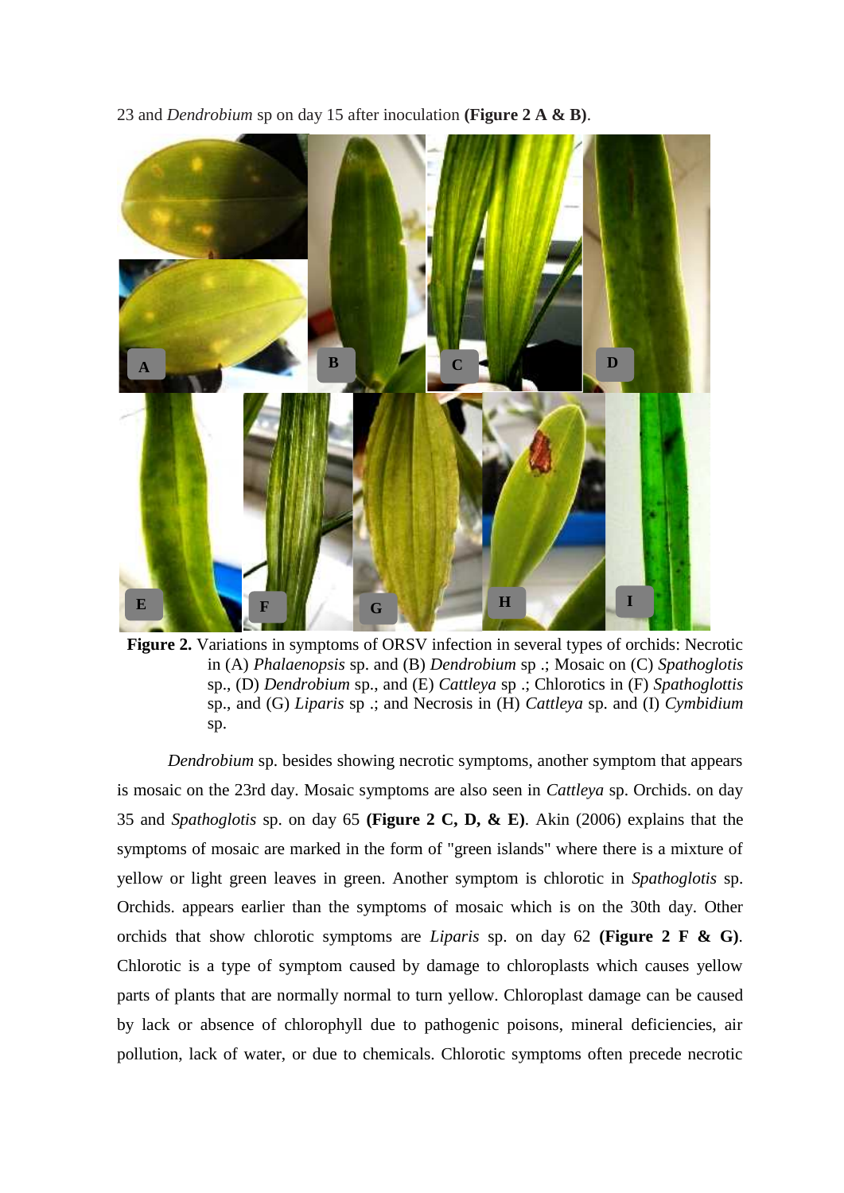23 and *Dendrobium* sp on day 15 after inoculation **(Figure 2 A & B)**.

**Figure 2.** Variations in symptoms of ORSV infection in several types of orchids: Necrotic in (A) *Phalaenopsis* sp. and (B) *Dendrobium* sp .; Mosaic on (C) *Spathoglotis* sp., (D) *Dendrobium* sp., and (E) *Cattleya* sp .; Chlorotics in (F) *Spathoglottis* sp., and (G) *Liparis* sp .; and Necrosis in (H) *Cattleya* sp. and (I) *Cymbidium* sp.

*Dendrobium* sp. besides showing necrotic symptoms, another symptom that appears is mosaic on the 23rd day. Mosaic symptoms are also seen in *Cattleya* sp. Orchids. on day 35 and *Spathoglotis* sp. on day 65 **(Figure 2 C, D, & E)**. Akin (2006) explains that the symptoms of mosaic are marked in the form of "green islands" where there is a mixture of yellow or light green leaves in green. Another symptom is chlorotic in *Spathoglotis* sp. Orchids. appears earlier than the symptoms of mosaic which is on the 30th day. Other orchids that show chlorotic symptoms are *Liparis* sp. on day 62 **(Figure 2 F & G)**. Chlorotic is a type of symptom caused by damage to chloroplasts which causes yellow parts of plants that are normally normal to turn yellow. Chloroplast damage can be caused by lack or absence of chlorophyll due to pathogenic poisons, mineral deficiencies, air pollution, lack of water, or due to chemicals. Chlorotic symptoms often precede necrotic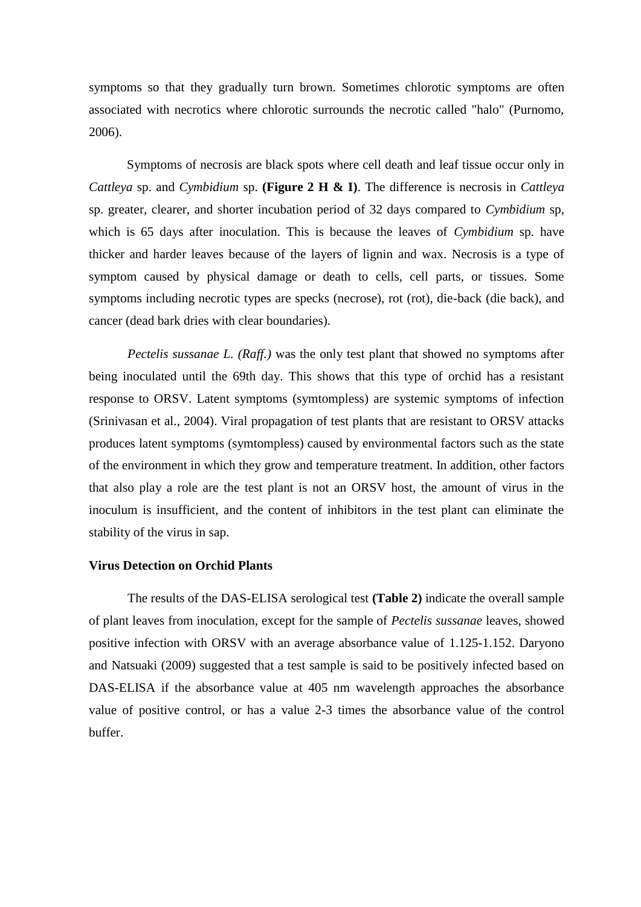symptoms so that they gradually turn brown. Sometimes chlorotic symptoms are often associated with necrotics where chlorotic surrounds the necrotic called "halo" (Purnomo, 2006).

Symptoms of necrosis are black spots where cell death and leaf tissue occur only in *Cattleya* sp. and *Cymbidium* sp. **(Figure 2 H & I)**. The difference is necrosis in *Cattleya* sp. greater, clearer, and shorter incubation period of 32 days compared to *Cymbidium* sp, which is 65 days after inoculation. This is because the leaves of *Cymbidium* sp. have thicker and harder leaves because of the layers of lignin and wax. Necrosis is a type of symptom caused by physical damage or death to cells, cell parts, or tissues. Some symptoms including necrotic types are specks (necrose), rot (rot), die-back (die back), and cancer (dead bark dries with clear boundaries).

*Pectelis sussanae L. (Raff.)* was the only test plant that showed no symptoms after being inoculated until the 69th day. This shows that this type of orchid has a resistant response to ORSV. Latent symptoms (symtompless) are systemic symptoms of infection (Srinivasan et al., 2004). Viral propagation of test plants that are resistant to ORSV attacks produces latent symptoms (symtompless) caused by environmental factors such as the state of the environment in which they grow and temperature treatment. In addition, other factors that also play a role are the test plant is not an ORSV host, the amount of virus in the inoculum is insufficient, and the content of inhibitors in the test plant can eliminate the stability of the virus in sap.

**Virus Detection on Orchid Plants**

The results of the DAS-ELISA serological test **(Table 2)** indicate the overall sample of plant leaves from inoculation, except for the sample of *Pectelis sussanae* leaves, showed positive infection with ORSV with an average absorbance value of 1.125-1.152. Daryono and Natsuaki (2009) suggested that a test sample is said to be positively infected based on DAS-ELISA if the absorbance value at 405 nm wavelength approaches the absorbance value of positive control, or has a value 2-3 times the absorbance value of the control buffer.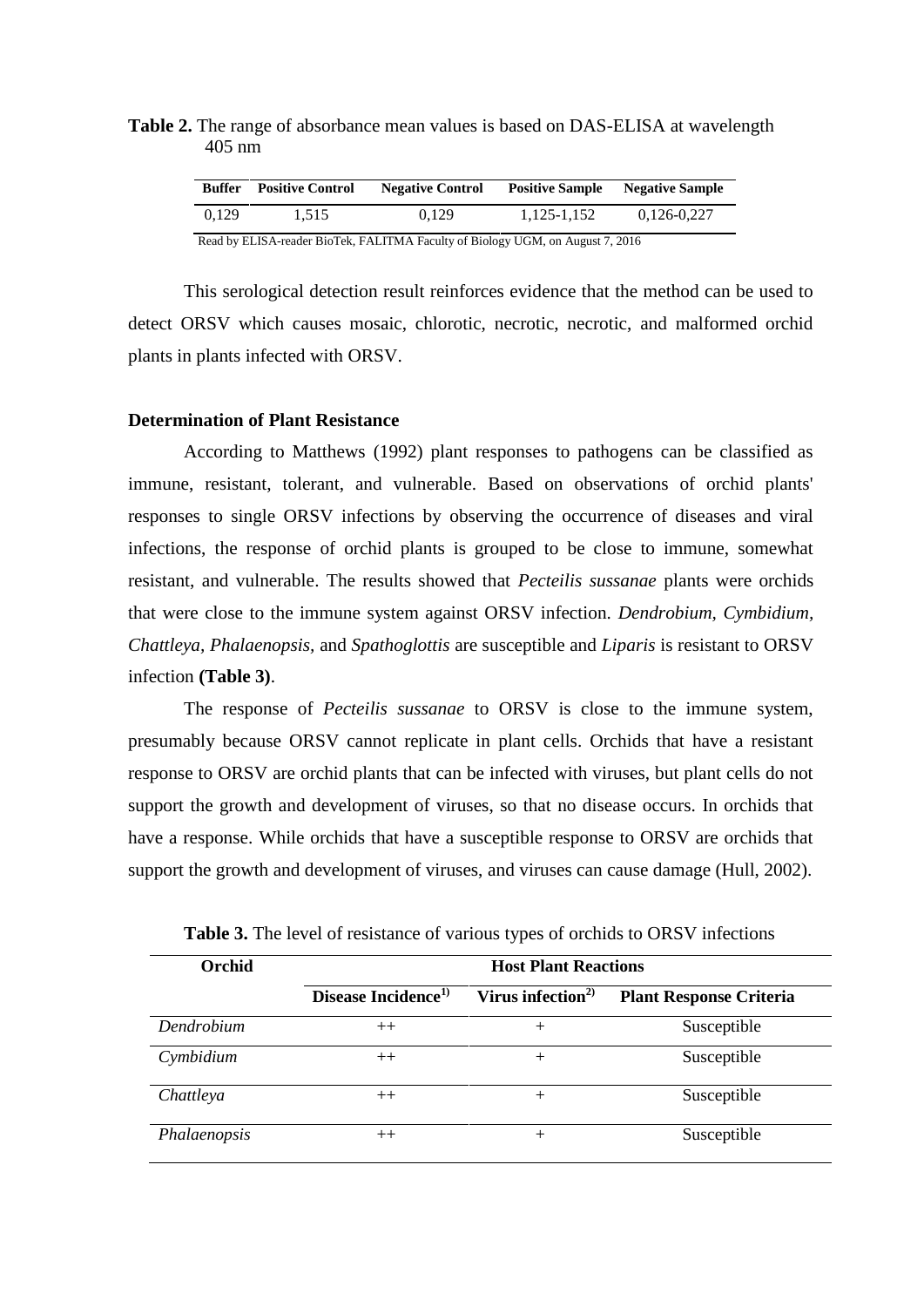**Table 2.** The range of absorbance mean values is based on DAS-ELISA at wavelength 405 nm

| Buffer | Positive Control | Negative Control | Positive Sample | Negative Sample |
|---|---|---|---|---|
| 0,129 | 1,515 | 0,129 | 1,125-1,152 | 0,126-0,227 |

Read by ELISA-reader BioTek, FALITMA Faculty of Biology UGM, on August 7, 2016

This serological detection result reinforces evidence that the method can be used to detect ORSV which causes mosaic, chlorotic, necrotic, necrotic, and malformed orchid plants in plants infected with ORSV.

### Determination of Plant Resistance

According to Matthews (1992) plant responses to pathogens can be classified as immune, resistant, tolerant, and vulnerable. Based on observations of orchid plants' responses to single ORSV infections by observing the occurrence of diseases and viral infections, the response of orchid plants is grouped to be close to immune, somewhat resistant, and vulnerable. The results showed that *Pecteilis sussanae* plants were orchids that were close to the immune system against ORSV infection. *Dendrobium, Cymbidium, Chattleya, Phalaenopsis,* and *Spathoglottis* are susceptible and *Liparis* is resistant to ORSV infection **(Table 3)**.

The response of *Pecteilis sussanae* to ORSV is close to the immune system, presumably because ORSV cannot replicate in plant cells. Orchids that have a resistant response to ORSV are orchid plants that can be infected with viruses, but plant cells do not support the growth and development of viruses, so that no disease occurs. In orchids that have a response. While orchids that have a susceptible response to ORSV are orchids that support the growth and development of viruses, and viruses can cause damage (Hull, 2002).

**Table 3.** The level of resistance of various types of orchids to ORSV infections

| Orchid | Host Plant Reactions | | |
|---|---|---|---|
| | Disease Incidence[1)] | Virus infection[2)] | Plant Response Criteria |
| *Dendrobium* | ++ | + | Susceptible |
| *Cymbidium* | ++ | + | Susceptible |
| *Chattleya* | ++ | + | Susceptible |
| *Phalaenopsis* | ++ | + | Susceptible |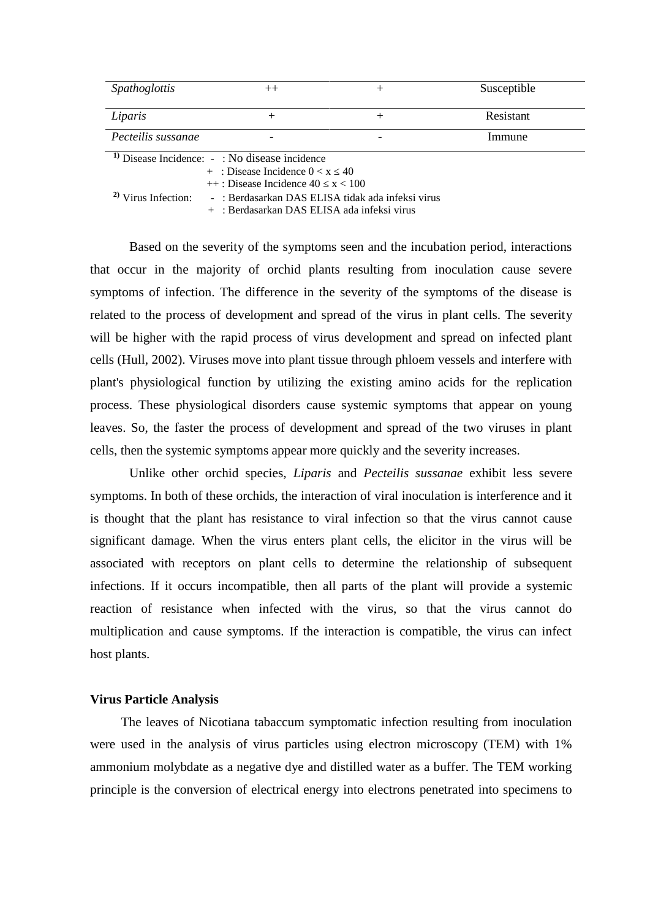| | | | |
|---|---|---|---|
| *Spathoglottis* | ++ | + | Susceptible |
| *Liparis* | + | + | Resistant |
| *Pecteilis sussanae* | - | - | Immune |

[1)] Disease Incidence: - : No disease incidence
+ : Disease Incidence $0 < x \leq 40$
++ : Disease Incidence $40 \leq x < 100$

[2)] Virus Infection: - : Berdasarkan DAS ELISA tidak ada infeksi virus
+ : Berdasarkan DAS ELISA ada infeksi virus

Based on the severity of the symptoms seen and the incubation period, interactions that occur in the majority of orchid plants resulting from inoculation cause severe symptoms of infection. The difference in the severity of the symptoms of the disease is related to the process of development and spread of the virus in plant cells. The severity will be higher with the rapid process of virus development and spread on infected plant cells (Hull, 2002). Viruses move into plant tissue through phloem vessels and interfere with plant's physiological function by utilizing the existing amino acids for the replication process. These physiological disorders cause systemic symptoms that appear on young leaves. So, the faster the process of development and spread of the two viruses in plant cells, then the systemic symptoms appear more quickly and the severity increases.

Unlike other orchid species, *Liparis* and *Pecteilis sussanae* exhibit less severe symptoms. In both of these orchids, the interaction of viral inoculation is interference and it is thought that the plant has resistance to viral infection so that the virus cannot cause significant damage. When the virus enters plant cells, the elicitor in the virus will be associated with receptors on plant cells to determine the relationship of subsequent infections. If it occurs incompatible, then all parts of the plant will provide a systemic reaction of resistance when infected with the virus, so that the virus cannot do multiplication and cause symptoms. If the interaction is compatible, the virus can infect host plants.

**Virus Particle Analysis**

The leaves of Nicotiana tabaccum symptomatic infection resulting from inoculation were used in the analysis of virus particles using electron microscopy (TEM) with 1% ammonium molybdate as a negative dye and distilled water as a buffer. The TEM working principle is the conversion of electrical energy into electrons penetrated into specimens to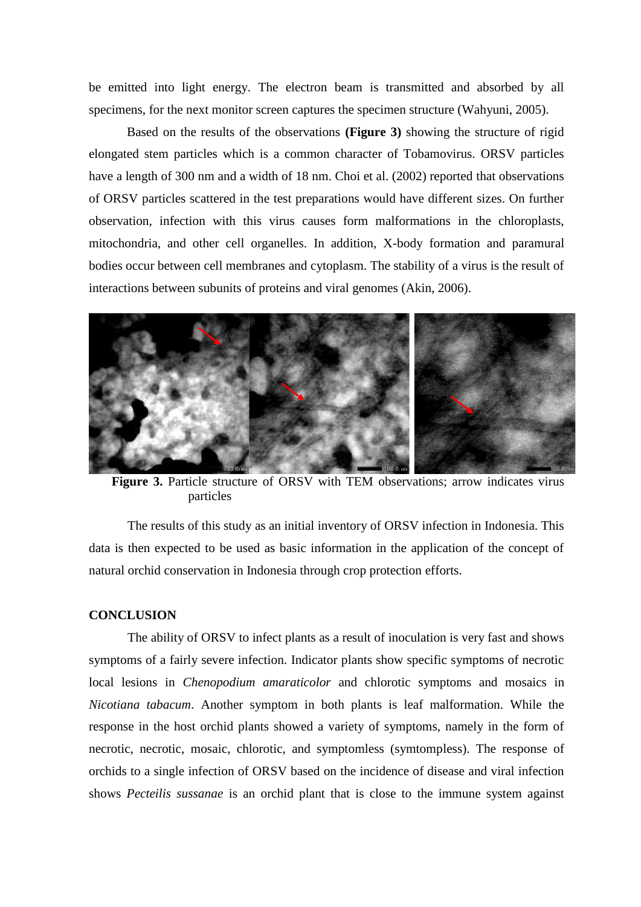be emitted into light energy. The electron beam is transmitted and absorbed by all specimens, for the next monitor screen captures the specimen structure (Wahyuni, 2005).

Based on the results of the observations **(Figure 3)** showing the structure of rigid elongated stem particles which is a common character of Tobamovirus. ORSV particles have a length of 300 nm and a width of 18 nm. Choi et al. (2002) reported that observations of ORSV particles scattered in the test preparations would have different sizes. On further observation, infection with this virus causes form malformations in the chloroplasts, mitochondria, and other cell organelles. In addition, X-body formation and paramural bodies occur between cell membranes and cytoplasm. The stability of a virus is the result of interactions between subunits of proteins and viral genomes (Akin, 2006).

**Figure 3.** Particle structure of ORSV with TEM observations; arrow indicates virus particles

The results of this study as an initial inventory of ORSV infection in Indonesia. This data is then expected to be used as basic information in the application of the concept of natural orchid conservation in Indonesia through crop protection efforts.

**CONCLUSION**

The ability of ORSV to infect plants as a result of inoculation is very fast and shows symptoms of a fairly severe infection. Indicator plants show specific symptoms of necrotic local lesions in *Chenopodium amaraticolor* and chlorotic symptoms and mosaics in *Nicotiana tabacum*. Another symptom in both plants is leaf malformation. While the response in the host orchid plants showed a variety of symptoms, namely in the form of necrotic, necrotic, mosaic, chlorotic, and symptomless (symtompless). The response of orchids to a single infection of ORSV based on the incidence of disease and viral infection shows *Pecteilis sussanae* is an orchid plant that is close to the immune system against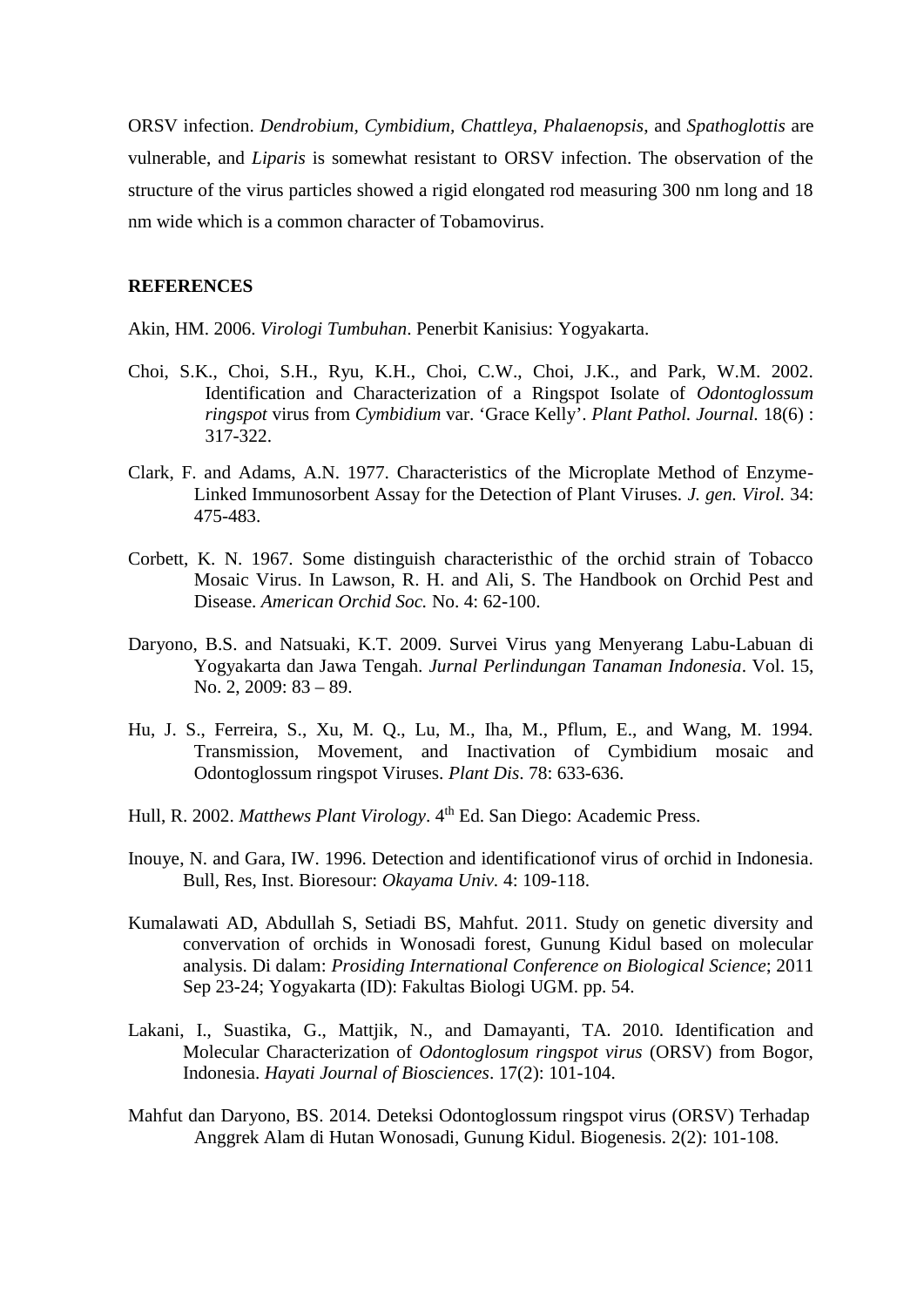ORSV infection. *Dendrobium, Cymbidium, Chattleya, Phalaenopsis,* and *Spathoglottis* are vulnerable, and *Liparis* is somewhat resistant to ORSV infection. The observation of the structure of the virus particles showed a rigid elongated rod measuring 300 nm long and 18 nm wide which is a common character of Tobamovirus.

## REFERENCES

Akin, HM. 2006. *Virologi Tumbuhan*. Penerbit Kanisius: Yogyakarta.

Choi, S.K., Choi, S.H., Ryu, K.H., Choi, C.W., Choi, J.K., and Park, W.M. 2002. Identification and Characterization of a Ringspot Isolate of *Odontoglossum ringspot* virus from *Cymbidium* var. 'Grace Kelly'. *Plant Pathol. Journal.* 18(6) : 317-322.

Clark, F. and Adams, A.N. 1977. Characteristics of the Microplate Method of Enzyme-Linked Immunosorbent Assay for the Detection of Plant Viruses. *J. gen. Virol.* 34: 475-483.

Corbett, K. N. 1967. Some distinguish characteristhic of the orchid strain of Tobacco Mosaic Virus. In Lawson, R. H. and Ali, S. The Handbook on Orchid Pest and Disease. *American Orchid Soc.* No. 4: 62-100.

Daryono, B.S. and Natsuaki, K.T. 2009. Survei Virus yang Menyerang Labu-Labuan di Yogyakarta dan Jawa Tengah. *Jurnal Perlindungan Tanaman Indonesia*. Vol. 15, No. 2, 2009: 83 – 89.

Hu, J. S., Ferreira, S., Xu, M. Q., Lu, M., Iha, M., Pflum, E., and Wang, M. 1994. Transmission, Movement, and Inactivation of Cymbidium mosaic and Odontoglossum ringspot Viruses. *Plant Dis*. 78: 633-636.

Hull, R. 2002. *Matthews Plant Virology*. 4th Ed. San Diego: Academic Press.

Inouye, N. and Gara, IW. 1996. Detection and identificationof virus of orchid in Indonesia. Bull, Res, Inst. Bioresour: *Okayama Univ.* 4: 109-118.

Kumalawati AD, Abdullah S, Setiadi BS, Mahfut. 2011. Study on genetic diversity and convervation of orchids in Wonosadi forest, Gunung Kidul based on molecular analysis. Di dalam: *Prosiding International Conference on Biological Science*; 2011 Sep 23-24; Yogyakarta (ID): Fakultas Biologi UGM. pp. 54.

Lakani, I., Suastika, G., Mattjik, N., and Damayanti, TA. 2010. Identification and Molecular Characterization of *Odontoglosum ringspot virus* (ORSV) from Bogor, Indonesia. *Hayati Journal of Biosciences*. 17(2): 101-104.

Mahfut dan Daryono, BS. 2014. Deteksi Odontoglossum ringspot virus (ORSV) Terhadap Anggrek Alam di Hutan Wonosadi, Gunung Kidul. Biogenesis. 2(2): 101-108.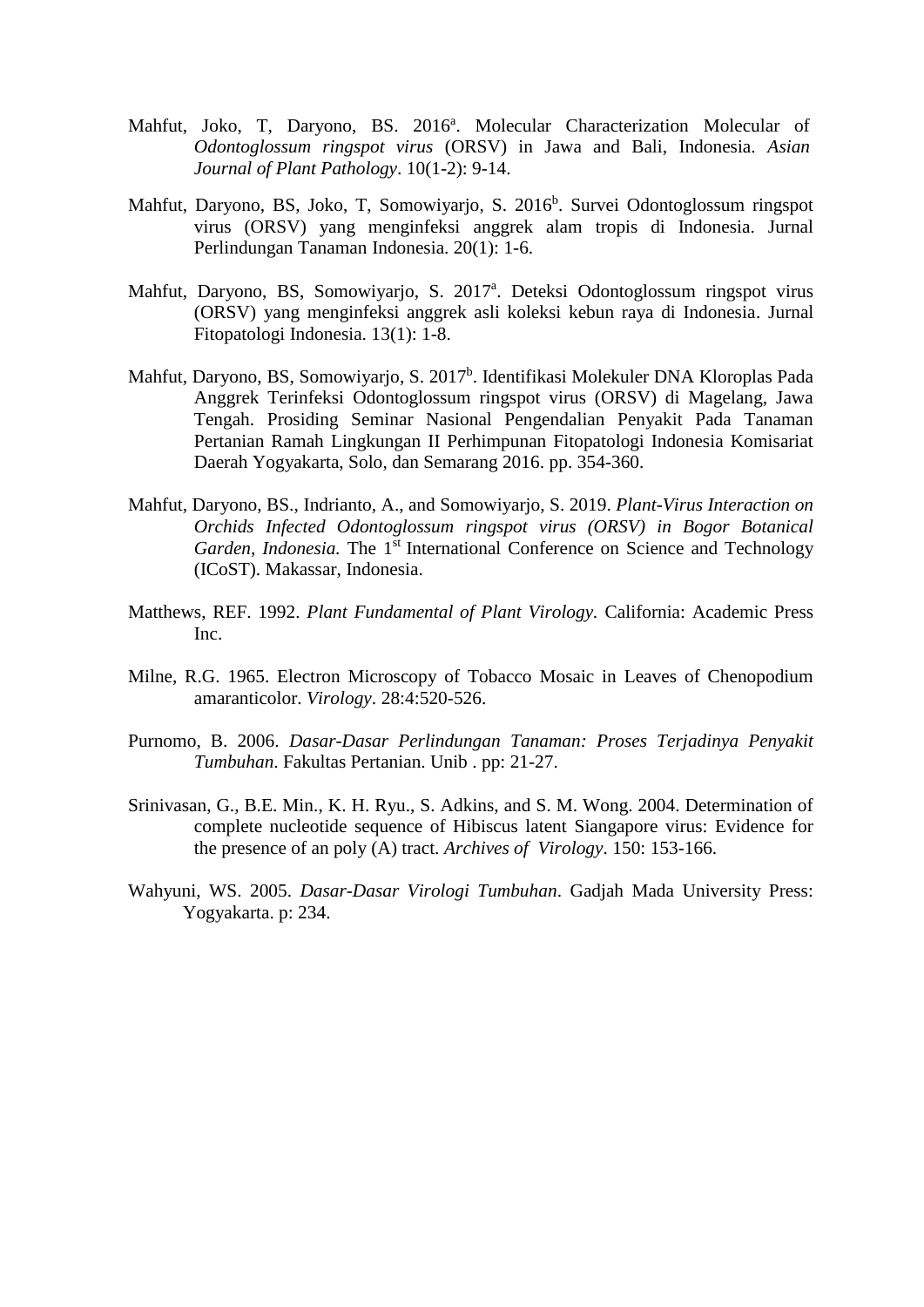Mahfut, Joko, T, Daryono, BS. 2016[a]. Molecular Characterization Molecular of *Odontoglossum ringspot virus* (ORSV) in Jawa and Bali, Indonesia. *Asian Journal of Plant Pathology*. 10(1-2): 9-14.

Mahfut, Daryono, BS, Joko, T, Somowiyarjo, S. 2016[b]. Survei Odontoglossum ringspot virus (ORSV) yang menginfeksi anggrek alam tropis di Indonesia. Jurnal Perlindungan Tanaman Indonesia. 20(1): 1-6.

Mahfut, Daryono, BS, Somowiyarjo, S. 2017[a]. Deteksi Odontoglossum ringspot virus (ORSV) yang menginfeksi anggrek asli koleksi kebun raya di Indonesia. Jurnal Fitopatologi Indonesia. 13(1): 1-8.

Mahfut, Daryono, BS, Somowiyarjo, S. 2017[b]. Identifikasi Molekuler DNA Kloroplas Pada Anggrek Terinfeksi Odontoglossum ringspot virus (ORSV) di Magelang, Jawa Tengah. Prosiding Seminar Nasional Pengendalian Penyakit Pada Tanaman Pertanian Ramah Lingkungan II Perhimpunan Fitopatologi Indonesia Komisariat Daerah Yogyakarta, Solo, dan Semarang 2016. pp. 354-360.

Mahfut, Daryono, BS., Indrianto, A., and Somowiyarjo, S. 2019. *Plant-Virus Interaction on Orchids Infected Odontoglossum ringspot virus (ORSV) in Bogor Botanical Garden, Indonesia*. The 1st International Conference on Science and Technology (ICoST). Makassar, Indonesia.

Matthews, REF. 1992. *Plant Fundamental of Plant Virology*. California: Academic Press Inc.

Milne, R.G. 1965. Electron Microscopy of Tobacco Mosaic in Leaves of Chenopodium amaranticolor. *Virology*. 28:4:520-526.

Purnomo, B. 2006. *Dasar-Dasar Perlindungan Tanaman: Proses Terjadinya Penyakit Tumbuhan*. Fakultas Pertanian. Unib . pp: 21-27.

Srinivasan, G., B.E. Min., K. H. Ryu., S. Adkins, and S. M. Wong. 2004. Determination of complete nucleotide sequence of Hibiscus latent Siangapore virus: Evidence for the presence of an poly (A) tract. *Archives of Virology*. 150: 153-166.

Wahyuni, WS. 2005. *Dasar-Dasar Virologi Tumbuhan*. Gadjah Mada University Press: Yogyakarta. p: 234.